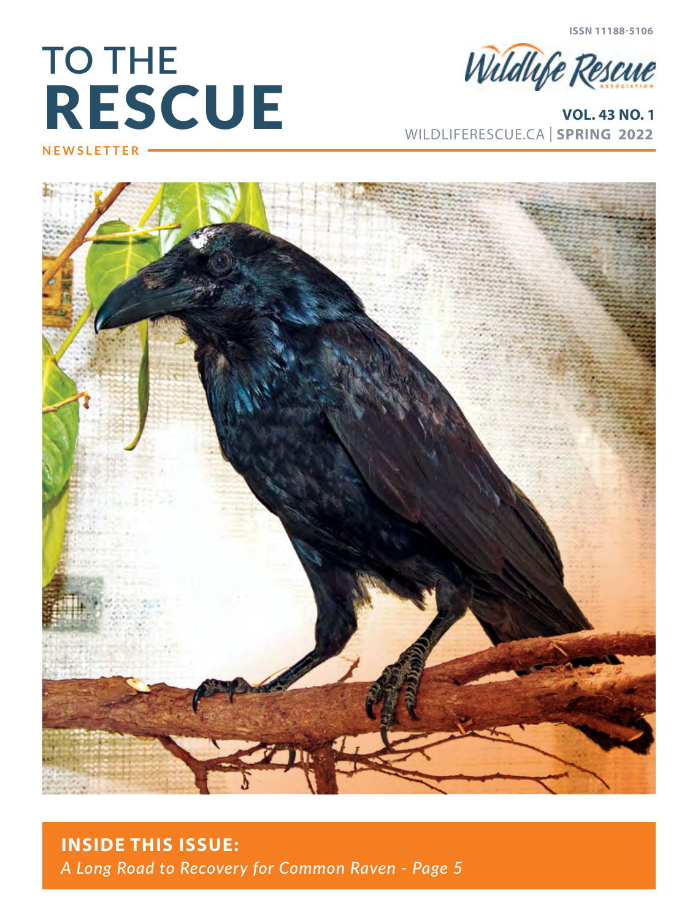ISSN 11188-5106

# TO THE RESCUE

NEWSLETTER

Wildlife Rescue Association

**VOL. 43 NO. 1**

WILDLIFERESCUE.CA | **SPRING 2022**

## INSIDE THIS ISSUE:

*A Long Road to Recovery for Common Raven - Page 5*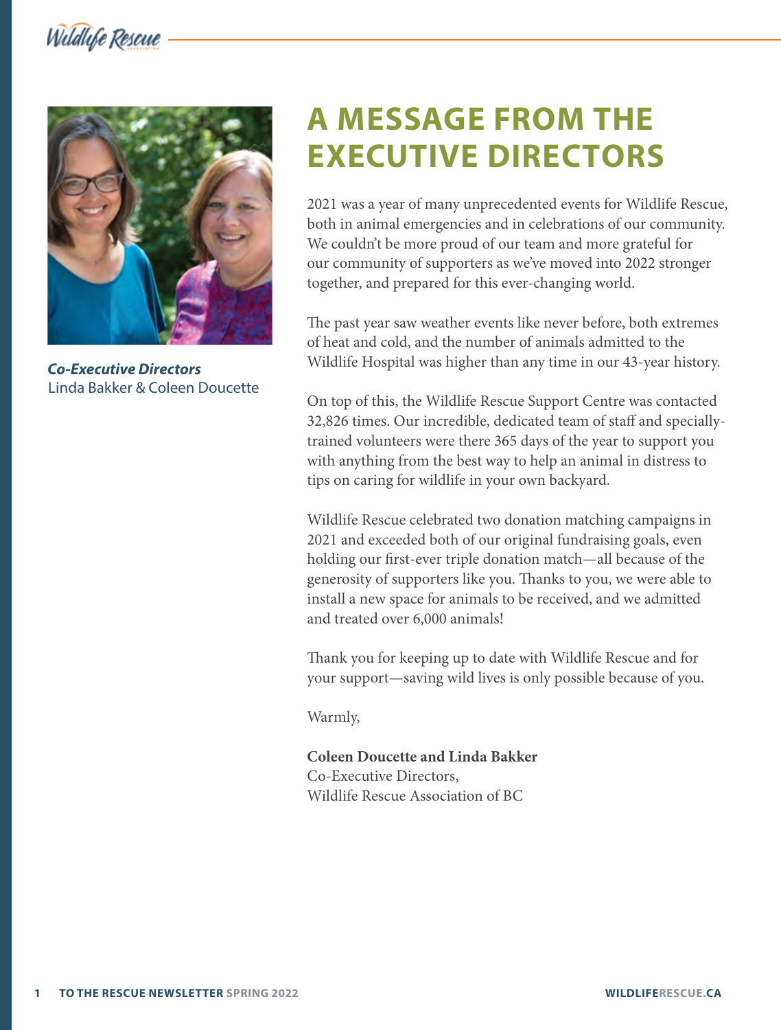*Co-Executive Directors*
Linda Bakker & Coleen Doucette

# A MESSAGE FROM THE EXECUTIVE DIRECTORS

2021 was a year of many unprecedented events for Wildlife Rescue, both in animal emergencies and in celebrations of our community. We couldn't be more proud of our team and more grateful for our community of supporters as we've moved into 2022 stronger together, and prepared for this ever-changing world.

The past year saw weather events like never before, both extremes of heat and cold, and the number of animals admitted to the Wildlife Hospital was higher than any time in our 43-year history.

On top of this, the Wildlife Rescue Support Centre was contacted 32,826 times. Our incredible, dedicated team of staff and specially-trained volunteers were there 365 days of the year to support you with anything from the best way to help an animal in distress to tips on caring for wildlife in your own backyard.

Wildlife Rescue celebrated two donation matching campaigns in 2021 and exceeded both of our original fundraising goals, even holding our first-ever triple donation match—all because of the generosity of supporters like you. Thanks to you, we were able to install a new space for animals to be received, and we admitted and treated over 6,000 animals!

Thank you for keeping up to date with Wildlife Rescue and for your support—saving wild lives is only possible because of you.

Warmly,

**Coleen Doucette and Linda Bakker**
Co-Executive Directors,
Wildlife Rescue Association of BC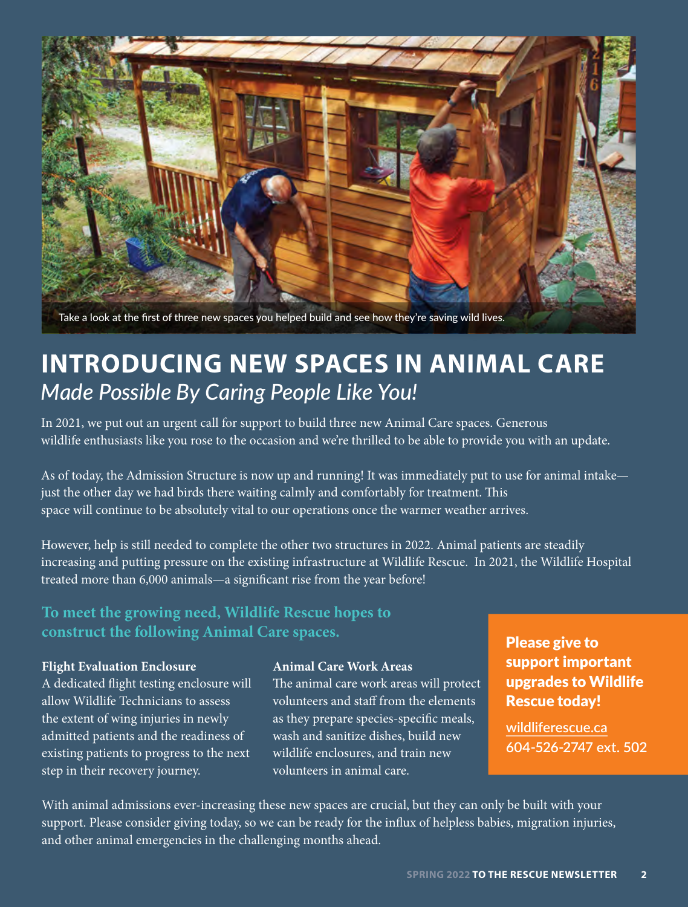Take a look at the first of three new spaces you helped build and see how they're saving wild lives.

# INTRODUCING NEW SPACES IN ANIMAL CARE

## *Made Possible By Caring People Like You!*

In 2021, we put out an urgent call for support to build three new Animal Care spaces. Generous wildlife enthusiasts like you rose to the occasion and we're thrilled to be able to provide you with an update.

As of today, the Admission Structure is now up and running! It was immediately put to use for animal intake—just the other day we had birds there waiting calmly and comfortably for treatment. This space will continue to be absolutely vital to our operations once the warmer weather arrives.

However, help is still needed to complete the other two structures in 2022. Animal patients are steadily increasing and putting pressure on the existing infrastructure at Wildlife Rescue. In 2021, the Wildlife Hospital treated more than 6,000 animals—a significant rise from the year before!

### To meet the growing need, Wildlife Rescue hopes to construct the following Animal Care spaces.

**Flight Evaluation Enclosure**
A dedicated flight testing enclosure will allow Wildlife Technicians to assess the extent of wing injuries in newly admitted patients and the readiness of existing patients to progress to the next step in their recovery journey.

**Animal Care Work Areas**
The animal care work areas will protect volunteers and staff from the elements as they prepare species-specific meals, wash and sanitize dishes, build new wildlife enclosures, and train new volunteers in animal care.

**Please give to support important upgrades to Wildlife Rescue today!**

wildliferescue.ca
604-526-2747 ext. 502

With animal admissions ever-increasing these new spaces are crucial, but they can only be built with your support. Please consider giving today, so we can be ready for the influx of helpless babies, migration injuries, and other animal emergencies in the challenging months ahead.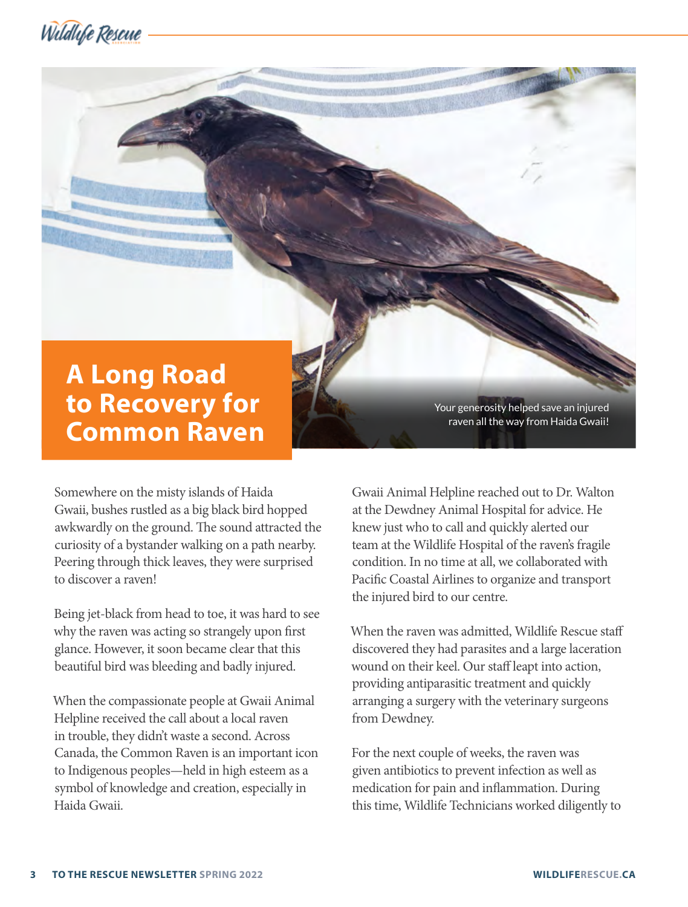# A Long Road to Recovery for Common Raven

Your generosity helped save an injured raven all the way from Haida Gwaii!

Somewhere on the misty islands of Haida Gwaii, bushes rustled as a big black bird hopped awkwardly on the ground. The sound attracted the curiosity of a bystander walking on a path nearby. Peering through thick leaves, they were surprised to discover a raven!

Being jet-black from head to toe, it was hard to see why the raven was acting so strangely upon first glance. However, it soon became clear that this beautiful bird was bleeding and badly injured.

When the compassionate people at Gwaii Animal Helpline received the call about a local raven in trouble, they didn't waste a second. Across Canada, the Common Raven is an important icon to Indigenous peoples—held in high esteem as a symbol of knowledge and creation, especially in Haida Gwaii.

Gwaii Animal Helpline reached out to Dr. Walton at the Dewdney Animal Hospital for advice. He knew just who to call and quickly alerted our team at the Wildlife Hospital of the raven's fragile condition. In no time at all, we collaborated with Pacific Coastal Airlines to organize and transport the injured bird to our centre.

When the raven was admitted, Wildlife Rescue staff discovered they had parasites and a large laceration wound on their keel. Our staff leapt into action, providing antiparasitic treatment and quickly arranging a surgery with the veterinary surgeons from Dewdney.

For the next couple of weeks, the raven was given antibiotics to prevent infection as well as medication for pain and inflammation. During this time, Wildlife Technicians worked diligently to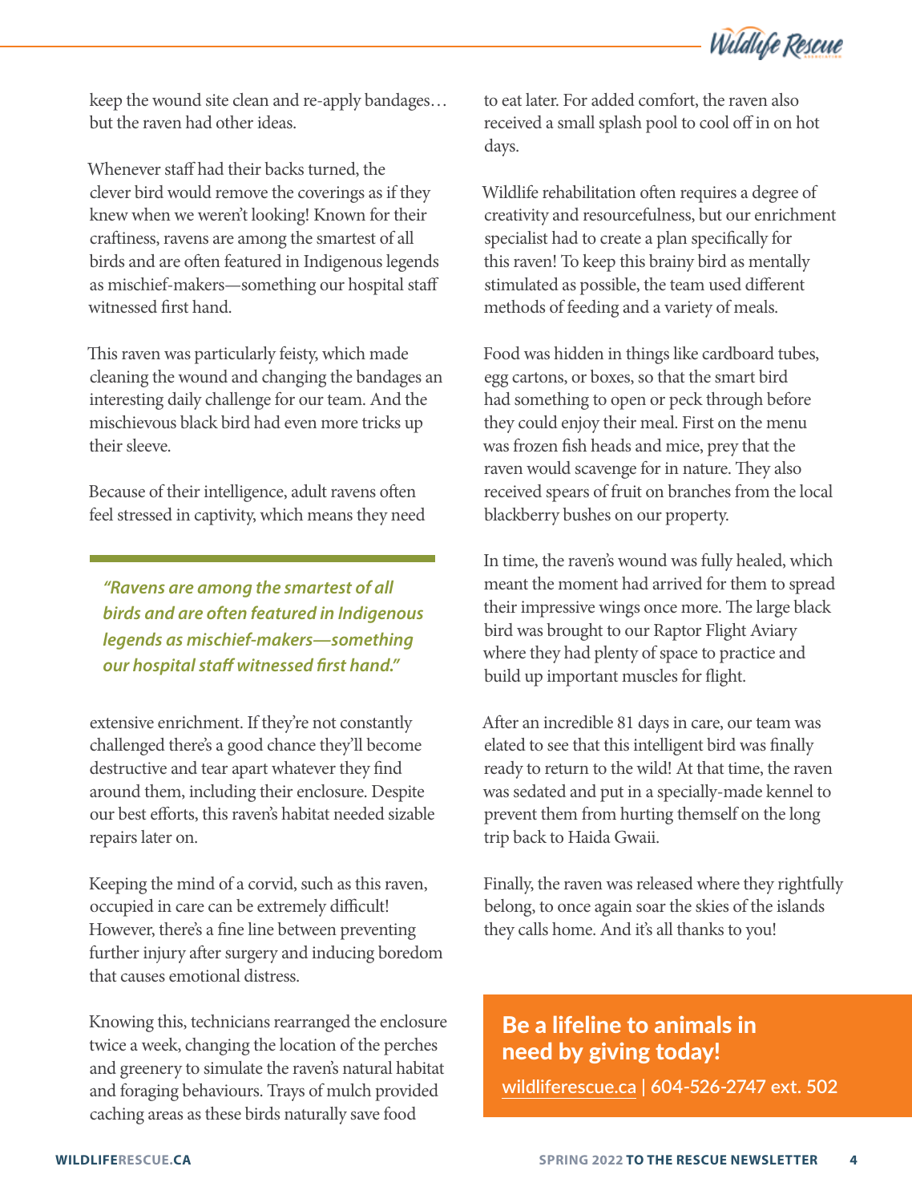keep the wound site clean and re-apply bandages… but the raven had other ideas.

Whenever staff had their backs turned, the clever bird would remove the coverings as if they knew when we weren't looking! Known for their craftiness, ravens are among the smartest of all birds and are often featured in Indigenous legends as mischief-makers—something our hospital staff witnessed first hand.

This raven was particularly feisty, which made cleaning the wound and changing the bandages an interesting daily challenge for our team. And the mischievous black bird had even more tricks up their sleeve.

Because of their intelligence, adult ravens often feel stressed in captivity, which means they need extensive enrichment. If they're not constantly challenged there's a good chance they'll become destructive and tear apart whatever they find around them, including their enclosure. Despite our best efforts, this raven's habitat needed sizable repairs later on.

> ***"Ravens are among the smartest of all birds and are often featured in Indigenous legends as mischief-makers—something our hospital staff witnessed first hand."***

Keeping the mind of a corvid, such as this raven, occupied in care can be extremely difficult! However, there's a fine line between preventing further injury after surgery and inducing boredom that causes emotional distress.

Knowing this, technicians rearranged the enclosure twice a week, changing the location of the perches and greenery to simulate the raven's natural habitat and foraging behaviours. Trays of mulch provided caching areas as these birds naturally save food to eat later. For added comfort, the raven also received a small splash pool to cool off in on hot days.

Wildlife rehabilitation often requires a degree of creativity and resourcefulness, but our enrichment specialist had to create a plan specifically for this raven! To keep this brainy bird as mentally stimulated as possible, the team used different methods of feeding and a variety of meals.

Food was hidden in things like cardboard tubes, egg cartons, or boxes, so that the smart bird had something to open or peck through before they could enjoy their meal. First on the menu was frozen fish heads and mice, prey that the raven would scavenge for in nature. They also received spears of fruit on branches from the local blackberry bushes on our property.

In time, the raven's wound was fully healed, which meant the moment had arrived for them to spread their impressive wings once more. The large black bird was brought to our Raptor Flight Aviary where they had plenty of space to practice and build up important muscles for flight.

After an incredible 81 days in care, our team was elated to see that this intelligent bird was finally ready to return to the wild! At that time, the raven was sedated and put in a specially-made kennel to prevent them from hurting themself on the long trip back to Haida Gwaii.

Finally, the raven was released where they rightfully belong, to once again soar the skies of the islands they calls home. And it's all thanks to you!

## Be a lifeline to animals in need by giving today!

wildliferescue.ca | 604-526-2747 ext. 502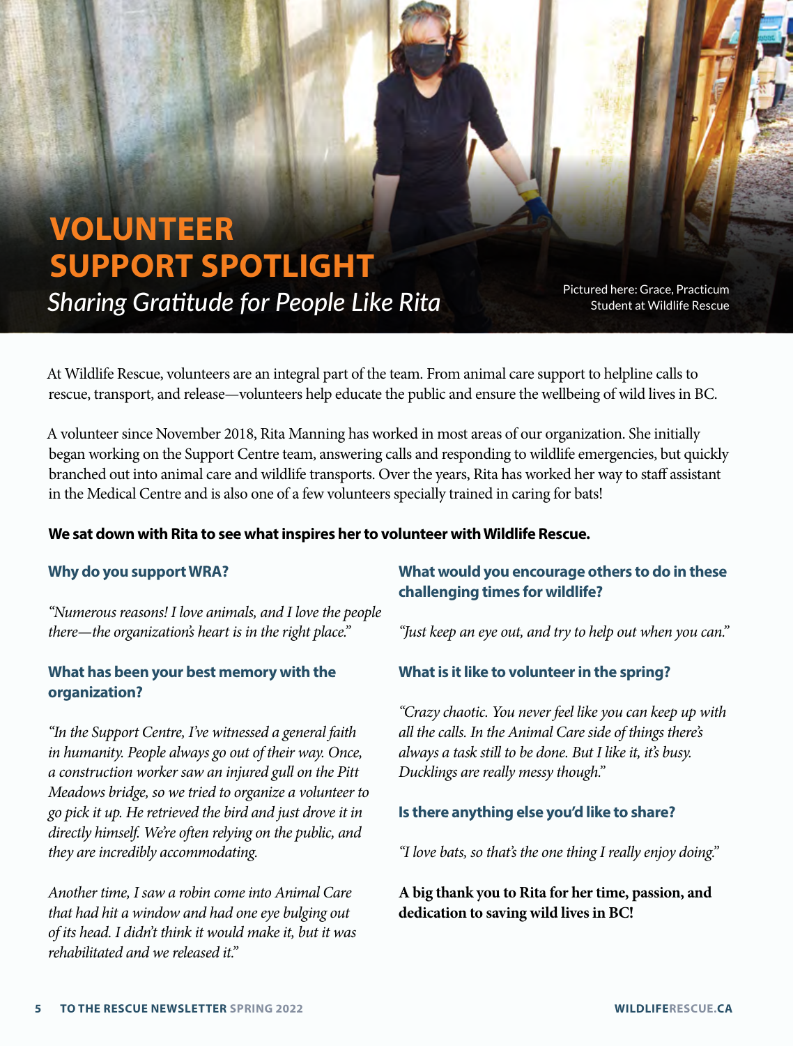# VOLUNTEER SUPPORT SPOTLIGHT

## *Sharing Gratitude for People Like Rita*

Pictured here: Grace, Practicum Student at Wildlife Rescue

At Wildlife Rescue, volunteers are an integral part of the team. From animal care support to helpline calls to rescue, transport, and release—volunteers help educate the public and ensure the wellbeing of wild lives in BC.

A volunteer since November 2018, Rita Manning has worked in most areas of our organization. She initially began working on the Support Centre team, answering calls and responding to wildlife emergencies, but quickly branched out into animal care and wildlife transports. Over the years, Rita has worked her way to staff assistant in the Medical Centre and is also one of a few volunteers specially trained in caring for bats!

**We sat down with Rita to see what inspires her to volunteer with Wildlife Rescue.**

### Why do you support WRA?

*"Numerous reasons! I love animals, and I love the people there—the organization's heart is in the right place."*

### What has been your best memory with the organization?

*"In the Support Centre, I've witnessed a general faith in humanity. People always go out of their way. Once, a construction worker saw an injured gull on the Pitt Meadows bridge, so we tried to organize a volunteer to go pick it up. He retrieved the bird and just drove it in directly himself. We're often relying on the public, and they are incredibly accommodating.*

*Another time, I saw a robin come into Animal Care that had hit a window and had one eye bulging out of its head. I didn't think it would make it, but it was rehabilitated and we released it."*

### What would you encourage others to do in these challenging times for wildlife?

*"Just keep an eye out, and try to help out when you can."*

### What is it like to volunteer in the spring?

*"Crazy chaotic. You never feel like you can keep up with all the calls. In the Animal Care side of things there's always a task still to be done. But I like it, it's busy. Ducklings are really messy though."*

### Is there anything else you'd like to share?

*"I love bats, so that's the one thing I really enjoy doing."*

**A big thank you to Rita for her time, passion, and dedication to saving wild lives in BC!**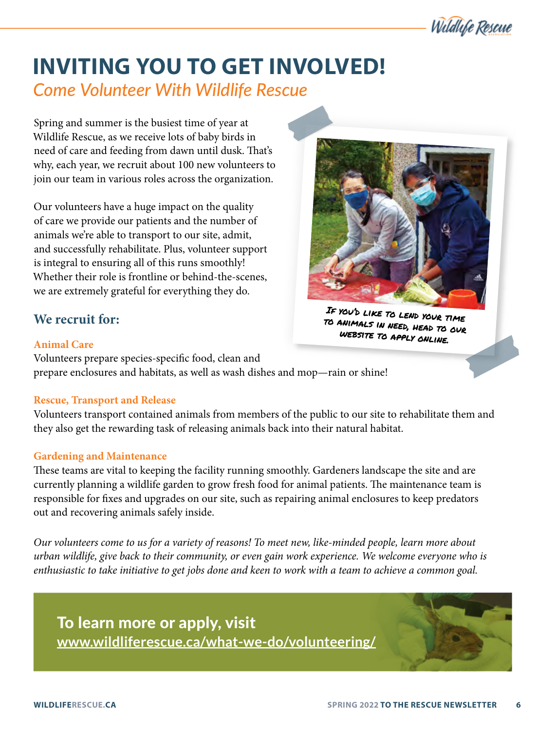# INVITING YOU TO GET INVOLVED!

## *Come Volunteer With Wildlife Rescue*

Spring and summer is the busiest time of year at Wildlife Rescue, as we receive lots of baby birds in need of care and feeding from dawn until dusk. That's why, each year, we recruit about 100 new volunteers to join our team in various roles across the organization.

Our volunteers have a huge impact on the quality of care we provide our patients and the number of animals we're able to transport to our site, admit, and successfully rehabilitate. Plus, volunteer support is integral to ensuring all of this runs smoothly! Whether their role is frontline or behind-the-scenes, we are extremely grateful for everything they do.

If you'd like to lend your time to animals in need, head to our website to apply online.

### We recruit for:

**Animal Care**

Volunteers prepare species-specific food, clean and prepare enclosures and habitats, as well as wash dishes and mop—rain or shine!

**Rescue, Transport and Release**

Volunteers transport contained animals from members of the public to our site to rehabilitate them and they also get the rewarding task of releasing animals back into their natural habitat.

**Gardening and Maintenance**

These teams are vital to keeping the facility running smoothly. Gardeners landscape the site and are currently planning a wildlife garden to grow fresh food for animal patients. The maintenance team is responsible for fixes and upgrades on our site, such as repairing animal enclosures to keep predators out and recovering animals safely inside.

*Our volunteers come to us for a variety of reasons! To meet new, like-minded people, learn more about urban wildlife, give back to their community, or even gain work experience. We welcome everyone who is enthusiastic to take initiative to get jobs done and keen to work with a team to achieve a common goal.*

**To learn more or apply, visit**
**www.wildliferescue.ca/what-we-do/volunteering/**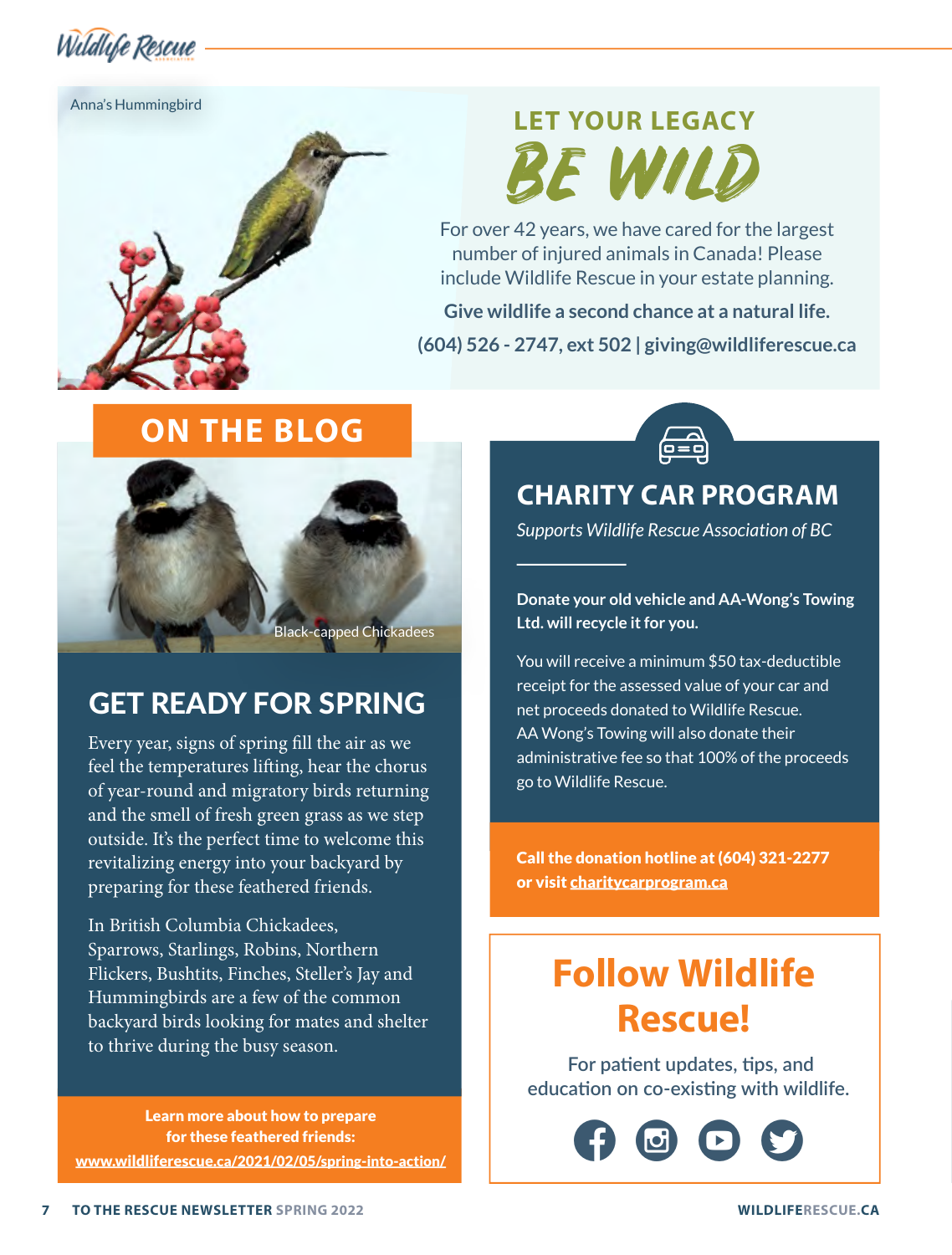Anna's Hummingbird

## LET YOUR LEGACY BE WILD

For over 42 years, we have cared for the largest number of injured animals in Canada! Please include Wildlife Rescue in your estate planning.

**Give wildlife a second chance at a natural life.**

**(604) 526 - 2747, ext 502 | giving@wildliferescue.ca**

## ON THE BLOG

Black-capped Chickadees

## GET READY FOR SPRING

Every year, signs of spring fill the air as we feel the temperatures lifting, hear the chorus of year-round and migratory birds returning and the smell of fresh green grass as we step outside. It's the perfect time to welcome this revitalizing energy into your backyard by preparing for these feathered friends.

In British Columbia Chickadees, Sparrows, Starlings, Robins, Northern Flickers, Bushtits, Finches, Steller's Jay and Hummingbirds are a few of the common backyard birds looking for mates and shelter to thrive during the busy season.

**Learn more about how to prepare for these feathered friends:**
**www.wildliferescue.ca/2021/02/05/spring-into-action/**

## CHARITY CAR PROGRAM

*Supports Wildlife Rescue Association of BC*

**Donate your old vehicle and AA-Wong's Towing Ltd. will recycle it for you.**

You will receive a minimum $50 tax-deductible receipt for the assessed value of your car and net proceeds donated to Wildlife Rescue. AA Wong's Towing will also donate their administrative fee so that 100% of the proceeds go to Wildlife Rescue.

**Call the donation hotline at (604) 321-2277 or visit charitycarprogram.ca**

## Follow Wildlife Rescue!

For patient updates, tips, and education on co-existing with wildlife.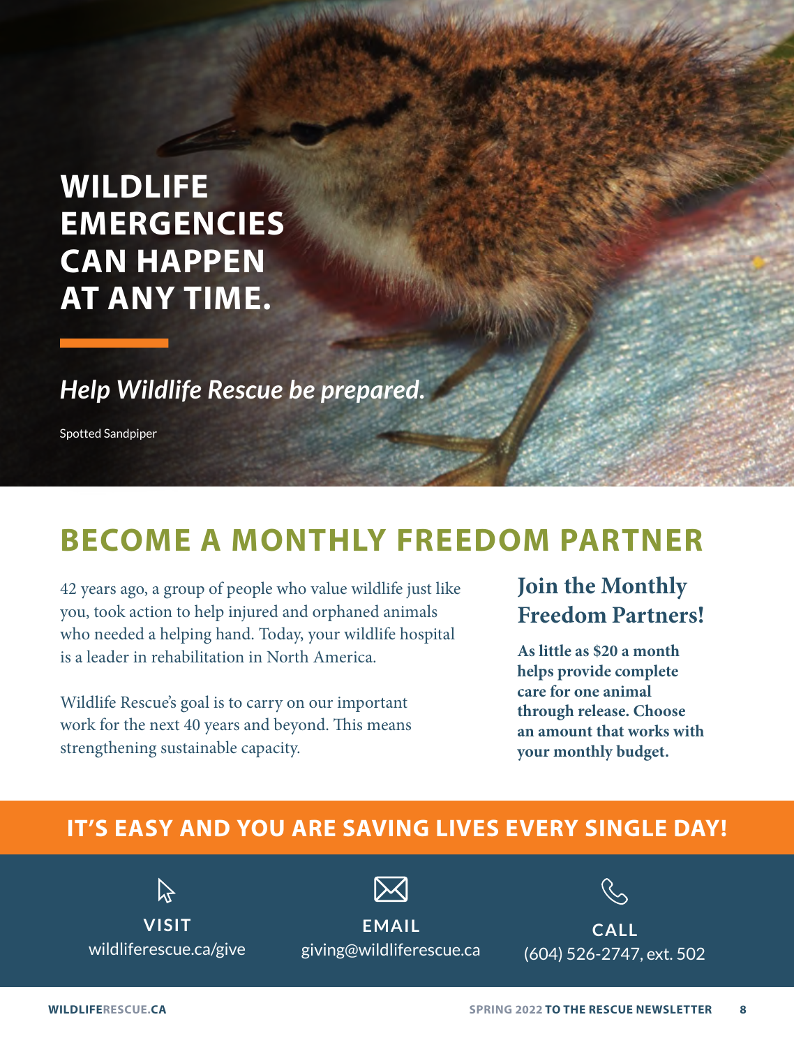# WILDLIFE EMERGENCIES CAN HAPPEN AT ANY TIME.

*Help Wildlife Rescue be prepared.*

Spotted Sandpiper

## BECOME A MONTHLY FREEDOM PARTNER

42 years ago, a group of people who value wildlife just like you, took action to help injured and orphaned animals who needed a helping hand. Today, your wildlife hospital is a leader in rehabilitation in North America.

Wildlife Rescue's goal is to carry on our important work for the next 40 years and beyond. This means strengthening sustainable capacity.

### Join the Monthly Freedom Partners!

**As little as $20 a month helps provide complete care for one animal through release. Choose an amount that works with your monthly budget.**

## IT'S EASY AND YOU ARE SAVING LIVES EVERY SINGLE DAY!

**VISIT**
wildliferescue.ca/give

**EMAIL**
giving@wildliferescue.ca

**CALL**
(604) 526-2747, ext. 502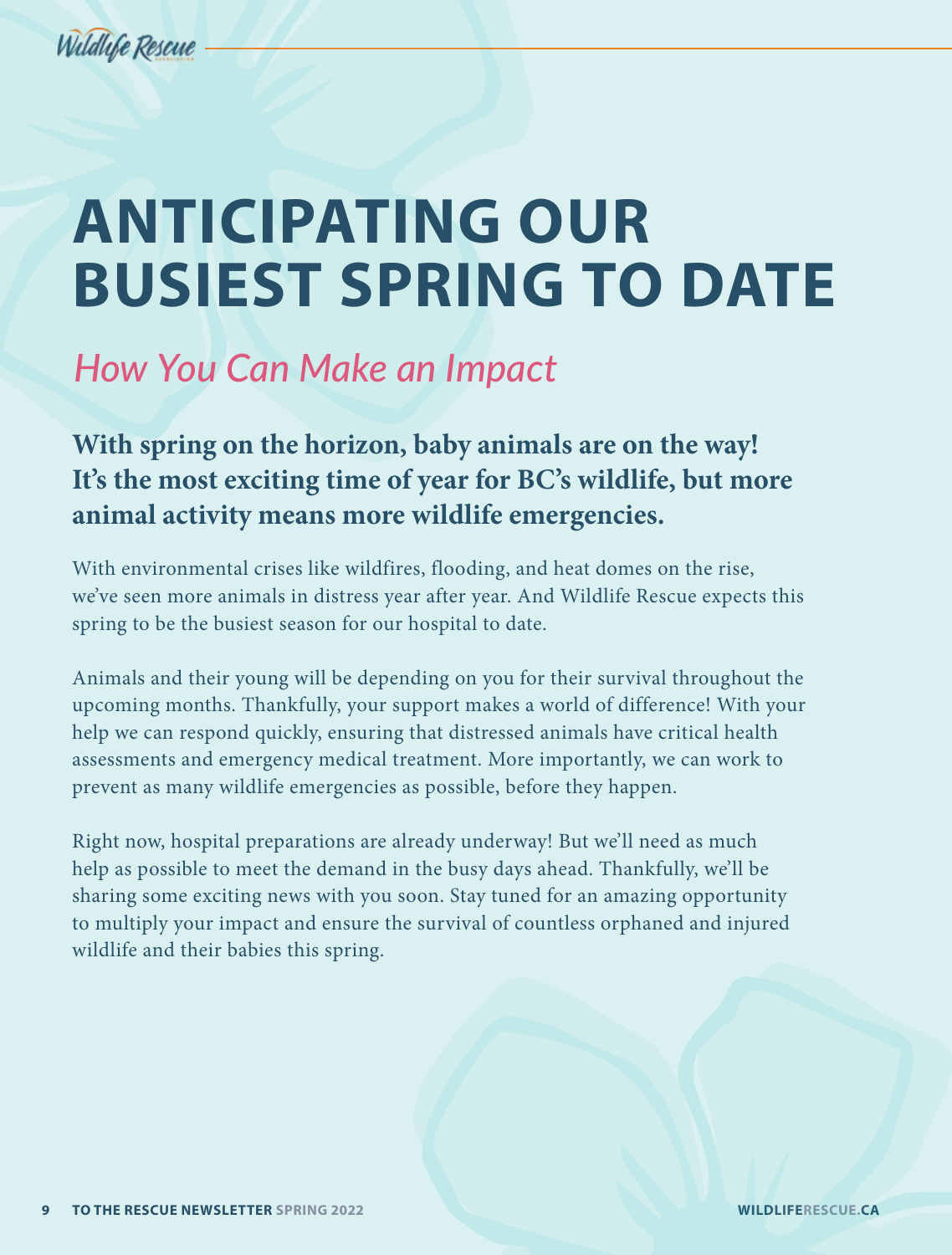# ANTICIPATING OUR BUSIEST SPRING TO DATE

## *How You Can Make an Impact*

**With spring on the horizon, baby animals are on the way! It's the most exciting time of year for BC's wildlife, but more animal activity means more wildlife emergencies.**

With environmental crises like wildfires, flooding, and heat domes on the rise, we've seen more animals in distress year after year. And Wildlife Rescue expects this spring to be the busiest season for our hospital to date.

Animals and their young will be depending on you for their survival throughout the upcoming months. Thankfully, your support makes a world of difference! With your help we can respond quickly, ensuring that distressed animals have critical health assessments and emergency medical treatment. More importantly, we can work to prevent as many wildlife emergencies as possible, before they happen.

Right now, hospital preparations are already underway! But we'll need as much help as possible to meet the demand in the busy days ahead. Thankfully, we'll be sharing some exciting news with you soon. Stay tuned for an amazing opportunity to multiply your impact and ensure the survival of countless orphaned and injured wildlife and their babies this spring.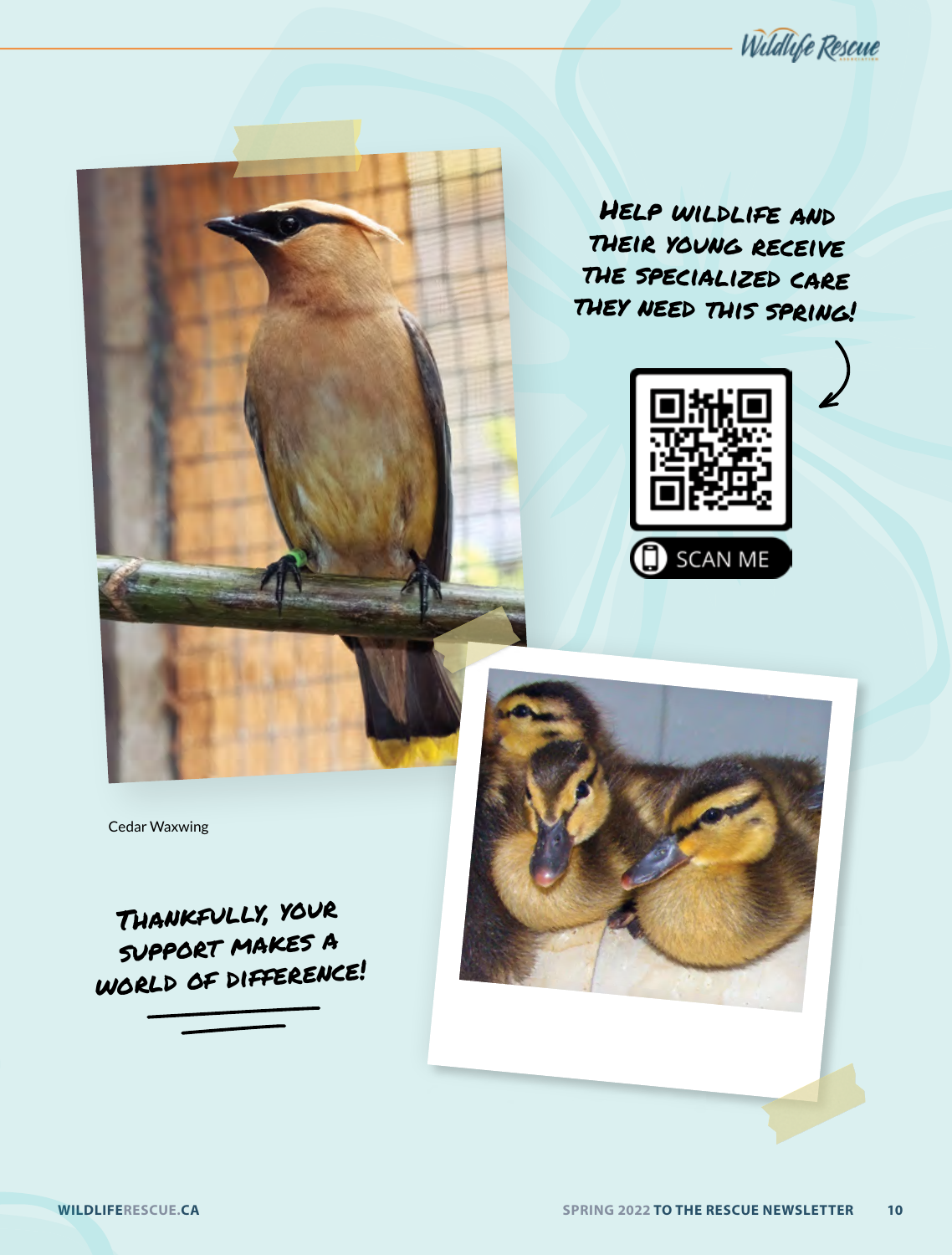Help wildlife and their young receive the specialized care they need this spring!

SCAN ME

Cedar Waxwing

Thankfully, your support makes a world of difference!